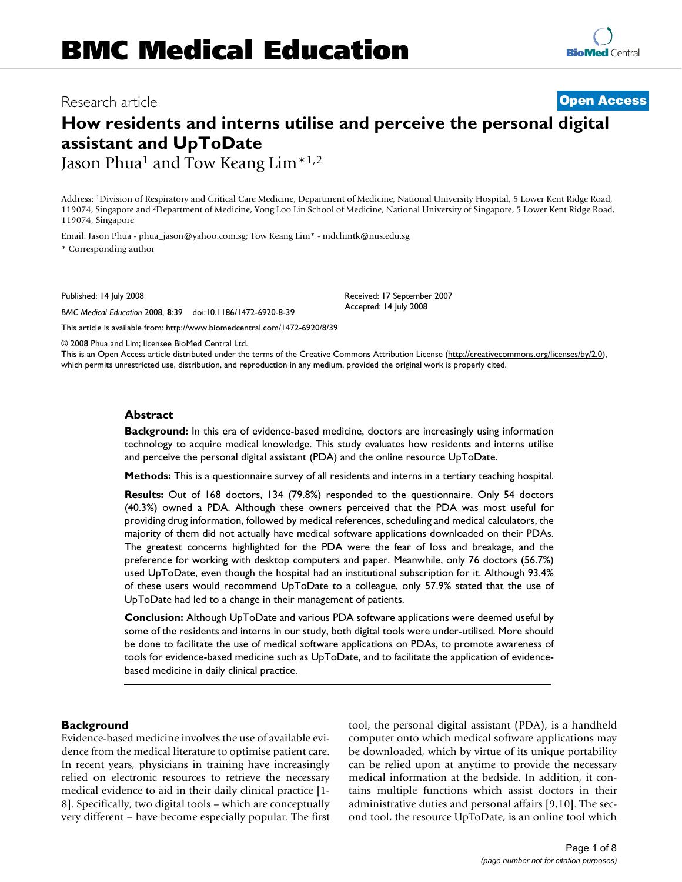# BMC Medical Education

Research article

**Open Access**

# How residents and interns utilise and perceive the personal digital assistant and UpToDate

Jason Phua[1] and Tow Keang Lim*[1,2]

Address: [1]Division of Respiratory and Critical Care Medicine, Department of Medicine, National University Hospital, 5 Lower Kent Ridge Road, 119074, Singapore and [2]Department of Medicine, Yong Loo Lin School of Medicine, National University of Singapore, 5 Lower Kent Ridge Road, 119074, Singapore

Email: Jason Phua - phua_jason@yahoo.com.sg; Tow Keang Lim* - mdclimtk@nus.edu.sg

\* Corresponding author

Published: 14 July 2008

*BMC Medical Education* 2008, **8**:39 doi:10.1186/1472-6920-8-39

Received: 17 September 2007
Accepted: 14 July 2008

This article is available from: http://www.biomedcentral.com/1472-6920/8/39

© 2008 Phua and Lim; licensee BioMed Central Ltd.

This is an Open Access article distributed under the terms of the Creative Commons Attribution License (http://creativecommons.org/licenses/by/2.0), which permits unrestricted use, distribution, and reproduction in any medium, provided the original work is properly cited.

## Abstract

**Background:** In this era of evidence-based medicine, doctors are increasingly using information technology to acquire medical knowledge. This study evaluates how residents and interns utilise and perceive the personal digital assistant (PDA) and the online resource UpToDate.

**Methods:** This is a questionnaire survey of all residents and interns in a tertiary teaching hospital.

**Results:** Out of 168 doctors, 134 (79.8%) responded to the questionnaire. Only 54 doctors (40.3%) owned a PDA. Although these owners perceived that the PDA was most useful for providing drug information, followed by medical references, scheduling and medical calculators, the majority of them did not actually have medical software applications downloaded on their PDAs. The greatest concerns highlighted for the PDA were the fear of loss and breakage, and the preference for working with desktop computers and paper. Meanwhile, only 76 doctors (56.7%) used UpToDate, even though the hospital had an institutional subscription for it. Although 93.4% of these users would recommend UpToDate to a colleague, only 57.9% stated that the use of UpToDate had led to a change in their management of patients.

**Conclusion:** Although UpToDate and various PDA software applications were deemed useful by some of the residents and interns in our study, both digital tools were under-utilised. More should be done to facilitate the use of medical software applications on PDAs, to promote awareness of tools for evidence-based medicine such as UpToDate, and to facilitate the application of evidence-based medicine in daily clinical practice.

## Background

Evidence-based medicine involves the use of available evidence from the medical literature to optimise patient care. In recent years, physicians in training have increasingly relied on electronic resources to retrieve the necessary medical evidence to aid in their daily clinical practice [1-8]. Specifically, two digital tools – which are conceptually very different – have become especially popular. The first tool, the personal digital assistant (PDA), is a handheld computer onto which medical software applications may be downloaded, which by virtue of its unique portability can be relied upon at anytime to provide the necessary medical information at the bedside. In addition, it contains multiple functions which assist doctors in their administrative duties and personal affairs [9,10]. The second tool, the resource UpToDate, is an online tool which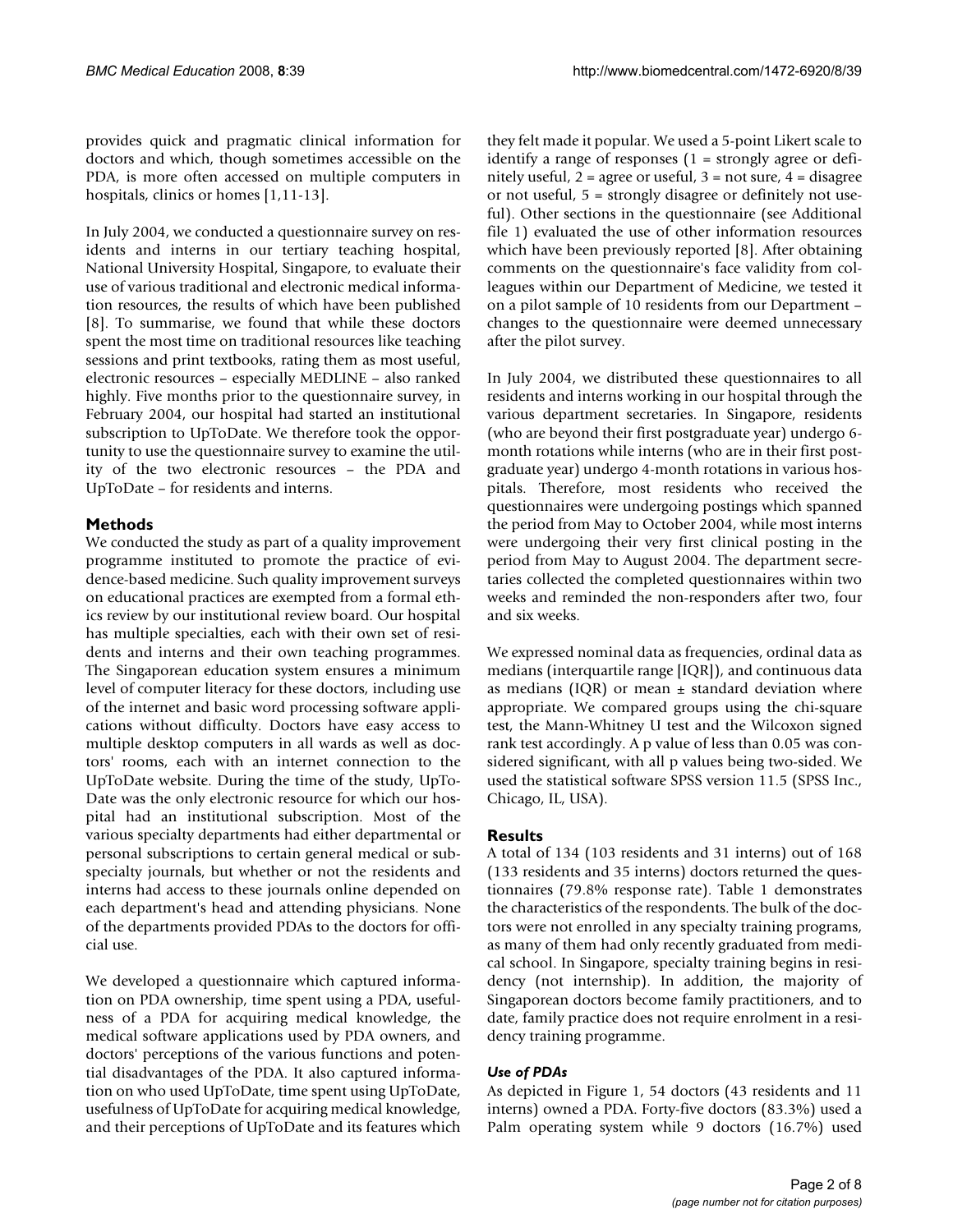provides quick and pragmatic clinical information for doctors and which, though sometimes accessible on the PDA, is more often accessed on multiple computers in hospitals, clinics or homes [1,11-13].

In July 2004, we conducted a questionnaire survey on residents and interns in our tertiary teaching hospital, National University Hospital, Singapore, to evaluate their use of various traditional and electronic medical information resources, the results of which have been published [8]. To summarise, we found that while these doctors spent the most time on traditional resources like teaching sessions and print textbooks, rating them as most useful, electronic resources – especially MEDLINE – also ranked highly. Five months prior to the questionnaire survey, in February 2004, our hospital had started an institutional subscription to UpToDate. We therefore took the opportunity to use the questionnaire survey to examine the utility of the two electronic resources – the PDA and UpToDate – for residents and interns.

## Methods

We conducted the study as part of a quality improvement programme instituted to promote the practice of evidence-based medicine. Such quality improvement surveys on educational practices are exempted from a formal ethics review by our institutional review board. Our hospital has multiple specialties, each with their own set of residents and interns and their own teaching programmes. The Singaporean education system ensures a minimum level of computer literacy for these doctors, including use of the internet and basic word processing software applications without difficulty. Doctors have easy access to multiple desktop computers in all wards as well as doctors' rooms, each with an internet connection to the UpToDate website. During the time of the study, UpToDate was the only electronic resource for which our hospital had an institutional subscription. Most of the various specialty departments had either departmental or personal subscriptions to certain general medical or subspecialty journals, but whether or not the residents and interns had access to these journals online depended on each department's head and attending physicians. None of the departments provided PDAs to the doctors for official use.

We developed a questionnaire which captured information on PDA ownership, time spent using a PDA, usefulness of a PDA for acquiring medical knowledge, the medical software applications used by PDA owners, and doctors' perceptions of the various functions and potential disadvantages of the PDA. It also captured information on who used UpToDate, time spent using UpToDate, usefulness of UpToDate for acquiring medical knowledge, and their perceptions of UpToDate and its features which they felt made it popular. We used a 5-point Likert scale to identify a range of responses (1 = strongly agree or definitely useful, 2 = agree or useful, 3 = not sure, 4 = disagree or not useful, 5 = strongly disagree or definitely not useful). Other sections in the questionnaire (see Additional file 1) evaluated the use of other information resources which have been previously reported [8]. After obtaining comments on the questionnaire's face validity from colleagues within our Department of Medicine, we tested it on a pilot sample of 10 residents from our Department – changes to the questionnaire were deemed unnecessary after the pilot survey.

In July 2004, we distributed these questionnaires to all residents and interns working in our hospital through the various department secretaries. In Singapore, residents (who are beyond their first postgraduate year) undergo 6-month rotations while interns (who are in their first postgraduate year) undergo 4-month rotations in various hospitals. Therefore, most residents who received the questionnaires were undergoing postings which spanned the period from May to October 2004, while most interns were undergoing their very first clinical posting in the period from May to August 2004. The department secretaries collected the completed questionnaires within two weeks and reminded the non-responders after two, four and six weeks.

We expressed nominal data as frequencies, ordinal data as medians (interquartile range [IQR]), and continuous data as medians (IQR) or mean ± standard deviation where appropriate. We compared groups using the chi-square test, the Mann-Whitney U test and the Wilcoxon signed rank test accordingly. A p value of less than 0.05 was considered significant, with all p values being two-sided. We used the statistical software SPSS version 11.5 (SPSS Inc., Chicago, IL, USA).

## Results

A total of 134 (103 residents and 31 interns) out of 168 (133 residents and 35 interns) doctors returned the questionnaires (79.8% response rate). Table 1 demonstrates the characteristics of the respondents. The bulk of the doctors were not enrolled in any specialty training programs, as many of them had only recently graduated from medical school. In Singapore, specialty training begins in residency (not internship). In addition, the majority of Singaporean doctors become family practitioners, and to date, family practice does not require enrolment in a residency training programme.

### *Use of PDAs*

As depicted in Figure 1, 54 doctors (43 residents and 11 interns) owned a PDA. Forty-five doctors (83.3%) used a Palm operating system while 9 doctors (16.7%) used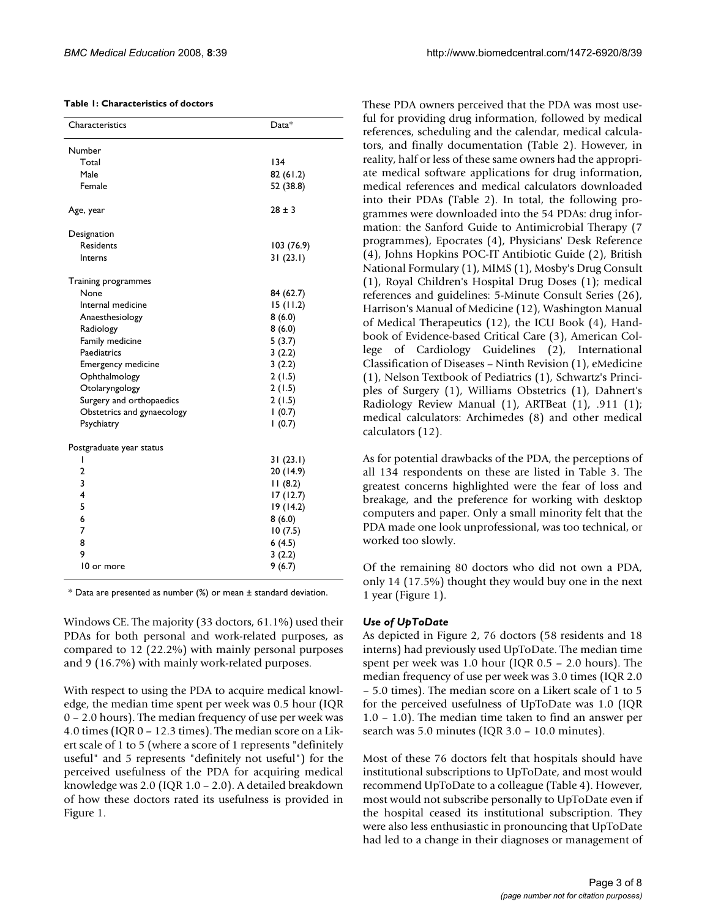**Table 1: Characteristics of doctors**

| Characteristics | Data* |
|---|---|
| Number | |
| Total | 134 |
| Male | 82 (61.2) |
| Female | 52 (38.8) |
| Age, year | 28 ± 3 |
| Designation | |
| Residents | 103 (76.9) |
| Interns | 31 (23.1) |
| Training programmes | |
| None | 84 (62.7) |
| Internal medicine | 15 (11.2) |
| Anaesthesiology | 8 (6.0) |
| Radiology | 8 (6.0) |
| Family medicine | 5 (3.7) |
| Paediatrics | 3 (2.2) |
| Emergency medicine | 3 (2.2) |
| Ophthalmology | 2 (1.5) |
| Otolaryngology | 2 (1.5) |
| Surgery and orthopaedics | 2 (1.5) |
| Obstetrics and gynaecology | 1 (0.7) |
| Psychiatry | 1 (0.7) |
| Postgraduate year status | |
| 1 | 31 (23.1) |
| 2 | 20 (14.9) |
| 3 | 11 (8.2) |
| 4 | 17 (12.7) |
| 5 | 19 (14.2) |
| 6 | 8 (6.0) |
| 7 | 10 (7.5) |
| 8 | 6 (4.5) |
| 9 | 3 (2.2) |
| 10 or more | 9 (6.7) |

\* Data are presented as number (%) or mean ± standard deviation.

Windows CE. The majority (33 doctors, 61.1%) used their PDAs for both personal and work-related purposes, as compared to 12 (22.2%) with mainly personal purposes and 9 (16.7%) with mainly work-related purposes.

With respect to using the PDA to acquire medical knowledge, the median time spent per week was 0.5 hour (IQR 0 – 2.0 hours). The median frequency of use per week was 4.0 times (IQR 0 – 12.3 times). The median score on a Likert scale of 1 to 5 (where a score of 1 represents "definitely useful" and 5 represents "definitely not useful") for the perceived usefulness of the PDA for acquiring medical knowledge was 2.0 (IQR 1.0 – 2.0). A detailed breakdown of how these doctors rated its usefulness is provided in Figure 1.

These PDA owners perceived that the PDA was most useful for providing drug information, followed by medical references, scheduling and the calendar, medical calculators, and finally documentation (Table 2). However, in reality, half or less of these same owners had the appropriate medical software applications for drug information, medical references and medical calculators downloaded into their PDAs (Table 2). In total, the following programmes were downloaded into the 54 PDAs: drug information: the Sanford Guide to Antimicrobial Therapy (7 programmes), Epocrates (4), Physicians' Desk Reference (4), Johns Hopkins POC-IT Antibiotic Guide (2), British National Formulary (1), MIMS (1), Mosby's Drug Consult (1), Royal Children's Hospital Drug Doses (1); medical references and guidelines: 5-Minute Consult Series (26), Harrison's Manual of Medicine (12), Washington Manual of Medical Therapeutics (12), the ICU Book (4), Handbook of Evidence-based Critical Care (3), American College of Cardiology Guidelines (2), International Classification of Diseases – Ninth Revision (1), eMedicine (1), Nelson Textbook of Pediatrics (1), Schwartz's Principles of Surgery (1), Williams Obstetrics (1), Dahnert's Radiology Review Manual (1), ARTBeat (1), .911 (1); medical calculators: Archimedes (8) and other medical calculators (12).

As for potential drawbacks of the PDA, the perceptions of all 134 respondents on these are listed in Table 3. The greatest concerns highlighted were the fear of loss and breakage, and the preference for working with desktop computers and paper. Only a small minority felt that the PDA made one look unprofessional, was too technical, or worked too slowly.

Of the remaining 80 doctors who did not own a PDA, only 14 (17.5%) thought they would buy one in the next 1 year (Figure 1).

### *Use of UpToDate*

As depicted in Figure 2, 76 doctors (58 residents and 18 interns) had previously used UpToDate. The median time spent per week was 1.0 hour (IQR 0.5 – 2.0 hours). The median frequency of use per week was 3.0 times (IQR 2.0 – 5.0 times). The median score on a Likert scale of 1 to 5 for the perceived usefulness of UpToDate was 1.0 (IQR 1.0 – 1.0). The median time taken to find an answer per search was 5.0 minutes (IQR 3.0 – 10.0 minutes).

Most of these 76 doctors felt that hospitals should have institutional subscriptions to UpToDate, and most would recommend UpToDate to a colleague (Table 4). However, most would not subscribe personally to UpToDate even if the hospital ceased its institutional subscription. They were also less enthusiastic in pronouncing that UpToDate had led to a change in their diagnoses or management of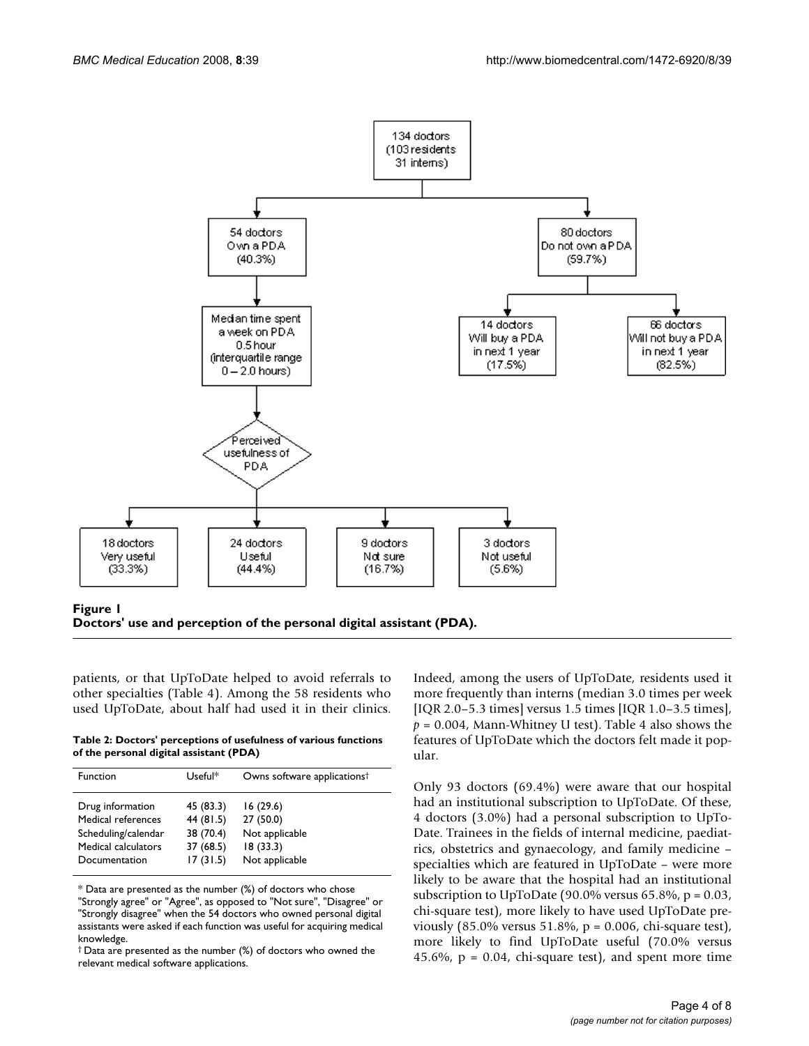134 doctors
(103 residents
31 interns)

54 doctors
Own a PDA
(40.3%)

80 doctors
Do not own a PDA
(59.7%)

Median time spent
a week on PDA
0.5 hour
(interquartile range
0 – 2.0 hours)

14 doctors
Will buy a PDA
in next 1 year
(17.5%)

66 doctors
Will not buy a PDA
in next 1 year
(82.5%)

Perceived
usefulness of
PDA

18 doctors
Very useful
(33.3%)

24 doctors
Useful
(44.4%)

9 doctors
Not sure
(16.7%)

3 doctors
Not useful
(5.6%)

**Figure 1**
**Doctors' use and perception of the personal digital assistant (PDA).**

patients, or that UpToDate helped to avoid referrals to other specialties (Table 4). Among the 58 residents who used UpToDate, about half had used it in their clinics. Indeed, among the users of UpToDate, residents used it more frequently than interns (median 3.0 times per week [IQR 2.0–5.3 times] versus 1.5 times [IQR 1.0–3.5 times], $p = 0.004$, Mann-Whitney U test). Table 4 also shows the features of UpToDate which the doctors felt made it popular.

**Table 2: Doctors' perceptions of usefulness of various functions of the personal digital assistant (PDA)**

| Function | Useful* | Owns software applications† |
|---|---|---|
| Drug information | 45 (83.3) | 16 (29.6) |
| Medical references | 44 (81.5) | 27 (50.0) |
| Scheduling/calendar | 38 (70.4) | Not applicable |
| Medical calculators | 37 (68.5) | 18 (33.3) |
| Documentation | 17 (31.5) | Not applicable |

* Data are presented as the number (%) of doctors who chose "Strongly agree" or "Agree", as opposed to "Not sure", "Disagree" or "Strongly disagree" when the 54 doctors who owned personal digital assistants were asked if each function was useful for acquiring medical knowledge.
† Data are presented as the number (%) of doctors who owned the relevant medical software applications.

Only 93 doctors (69.4%) were aware that our hospital had an institutional subscription to UpToDate. Of these, 4 doctors (3.0%) had a personal subscription to UpToDate. Trainees in the fields of internal medicine, paediatrics, obstetrics and gynaecology, and family medicine – specialties which are featured in UpToDate – were more likely to be aware that the hospital had an institutional subscription to UpToDate (90.0% versus 65.8%, $p = 0.03$, chi-square test), more likely to have used UpToDate previously (85.0% versus 51.8%, $p = 0.006$, chi-square test), more likely to find UpToDate useful (70.0% versus 45.6%, $p = 0.04$, chi-square test), and spent more time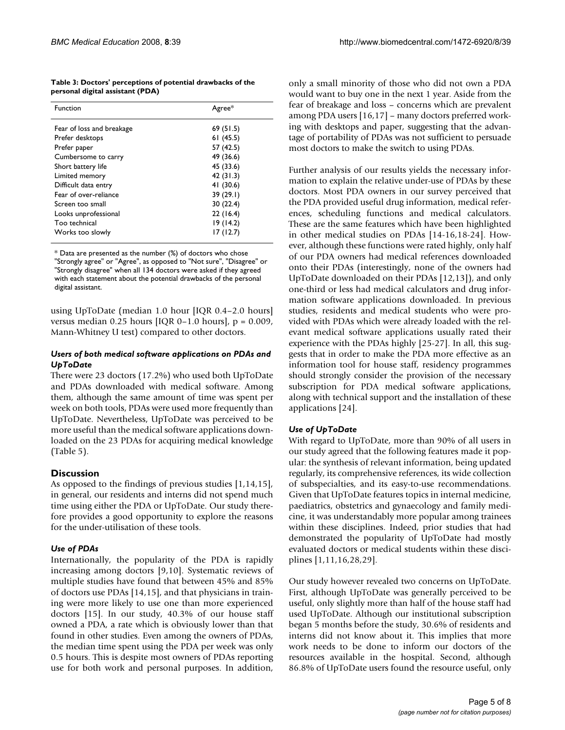**Table 3: Doctors' perceptions of potential drawbacks of the personal digital assistant (PDA)**

| Function | Agree* |
| --- | --- |
| Fear of loss and breakage | 69 (51.5) |
| Prefer desktops | 61 (45.5) |
| Prefer paper | 57 (42.5) |
| Cumbersome to carry | 49 (36.6) |
| Short battery life | 45 (33.6) |
| Limited memory | 42 (31.3) |
| Difficult data entry | 41 (30.6) |
| Fear of over-reliance | 39 (29.1) |
| Screen too small | 30 (22.4) |
| Looks unprofessional | 22 (16.4) |
| Too technical | 19 (14.2) |
| Works too slowly | 17 (12.7) |

* Data are presented as the number (%) of doctors who chose "Strongly agree" or "Agree", as opposed to "Not sure", "Disagree" or "Strongly disagree" when all 134 doctors were asked if they agreed with each statement about the potential drawbacks of the personal digital assistant.

using UpToDate (median 1.0 hour [IQR 0.4–2.0 hours] versus median 0.25 hours [IQR 0–1.0 hours], $p = 0.009$, Mann-Whitney U test) compared to other doctors.

### *Users of both medical software applications on PDAs and UpToDate*

There were 23 doctors (17.2%) who used both UpToDate and PDAs downloaded with medical software. Among them, although the same amount of time was spent per week on both tools, PDAs were used more frequently than UpToDate. Nevertheless, UpToDate was perceived to be more useful than the medical software applications downloaded on the 23 PDAs for acquiring medical knowledge (Table 5).

## Discussion

As opposed to the findings of previous studies [1,14,15], in general, our residents and interns did not spend much time using either the PDA or UpToDate. Our study therefore provides a good opportunity to explore the reasons for the under-utilisation of these tools.

### *Use of PDAs*

Internationally, the popularity of the PDA is rapidly increasing among doctors [9,10]. Systematic reviews of multiple studies have found that between 45% and 85% of doctors use PDAs [14,15], and that physicians in training were more likely to use one than more experienced doctors [15]. In our study, 40.3% of our house staff owned a PDA, a rate which is obviously lower than that found in other studies. Even among the owners of PDAs, the median time spent using the PDA per week was only 0.5 hours. This is despite most owners of PDAs reporting use for both work and personal purposes. In addition, only a small minority of those who did not own a PDA would want to buy one in the next 1 year. Aside from the fear of breakage and loss – concerns which are prevalent among PDA users [16,17] – many doctors preferred working with desktops and paper, suggesting that the advantage of portability of PDAs was not sufficient to persuade most doctors to make the switch to using PDAs.

Further analysis of our results yields the necessary information to explain the relative under-use of PDAs by these doctors. Most PDA owners in our survey perceived that the PDA provided useful drug information, medical references, scheduling functions and medical calculators. These are the same features which have been highlighted in other medical studies on PDAs [14-16,18-24]. However, although these functions were rated highly, only half of our PDA owners had medical references downloaded onto their PDAs (interestingly, none of the owners had UpToDate downloaded on their PDAs [12,13]), and only one-third or less had medical calculators and drug information software applications downloaded. In previous studies, residents and medical students who were provided with PDAs which were already loaded with the relevant medical software applications usually rated their experience with the PDAs highly [25-27]. In all, this suggests that in order to make the PDA more effective as an information tool for house staff, residency programmes should strongly consider the provision of the necessary subscription for PDA medical software applications, along with technical support and the installation of these applications [24].

### *Use of UpToDate*

With regard to UpToDate, more than 90% of all users in our study agreed that the following features made it popular: the synthesis of relevant information, being updated regularly, its comprehensive references, its wide collection of subspecialties, and its easy-to-use recommendations. Given that UpToDate features topics in internal medicine, paediatrics, obstetrics and gynaecology and family medicine, it was understandably more popular among trainees within these disciplines. Indeed, prior studies that had demonstrated the popularity of UpToDate had mostly evaluated doctors or medical students within these disciplines [1,11,16,28,29].

Our study however revealed two concerns on UpToDate. First, although UpToDate was generally perceived to be useful, only slightly more than half of the house staff had used UpToDate. Although our institutional subscription began 5 months before the study, 30.6% of residents and interns did not know about it. This implies that more work needs to be done to inform our doctors of the resources available in the hospital. Second, although 86.8% of UpToDate users found the resource useful, only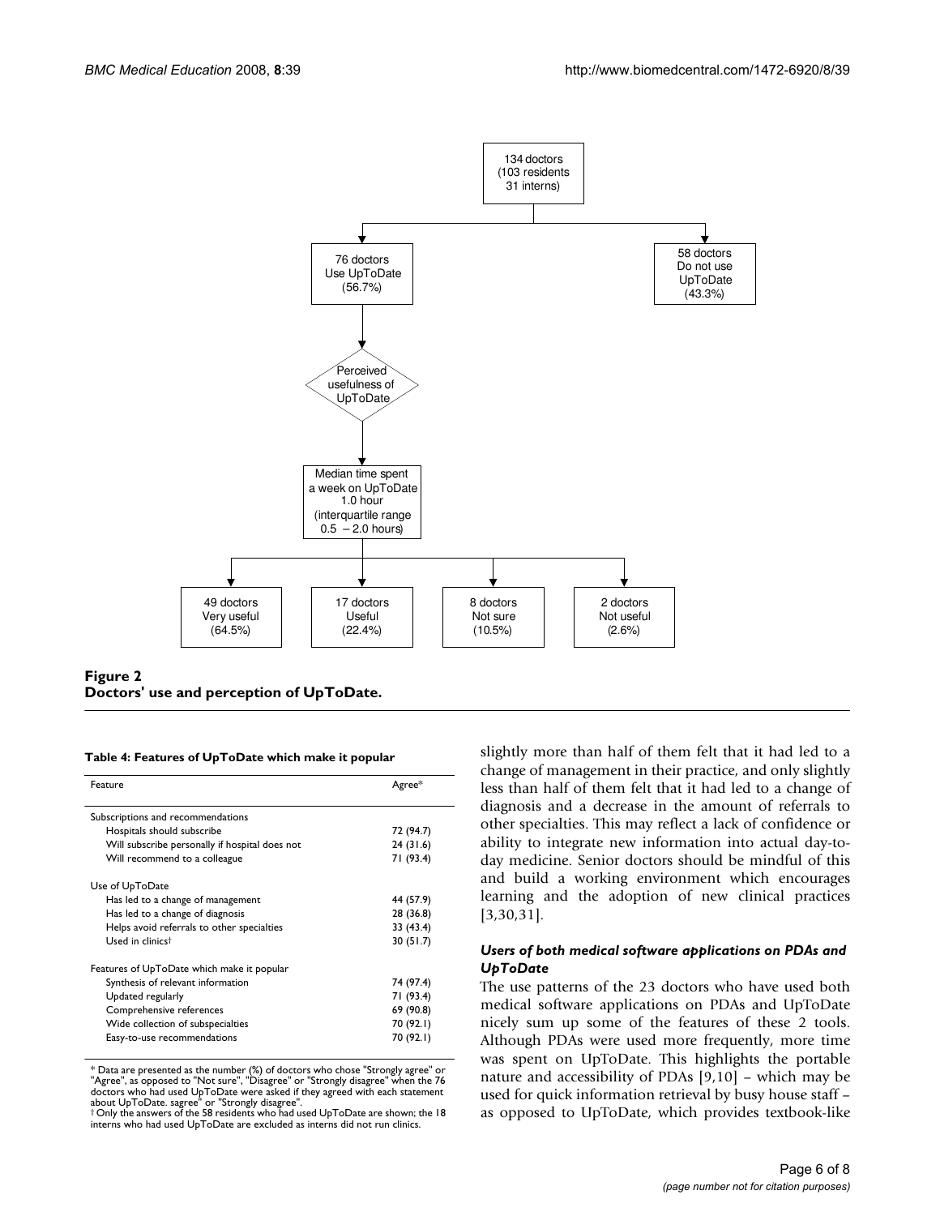134 doctors
(103 residents
31 interns)

76 doctors
Use UpToDate
(56.7%)

58 doctors
Do not use
UpToDate
(43.3%)

Perceived
usefulness of
UpToDate

Median time spent
a week on UpToDate
1.0 hour
(interquartile range
0.5 – 2.0 hours)

49 doctors
Very useful
(64.5%)

17 doctors
Useful
(22.4%)

8 doctors
Not sure
(10.5%)

2 doctors
Not useful
(2.6%)

**Figure 2**
**Doctors' use and perception of UpToDate.**

**Table 4: Features of UpToDate which make it popular**

| Feature | Agree* |
|---|---|
| Subscriptions and recommendations | |
| Hospitals should subscribe | 72 (94.7) |
| Will subscribe personally if hospital does not | 24 (31.6) |
| Will recommend to a colleague | 71 (93.4) |
| Use of UpToDate | |
| Has led to a change of management | 44 (57.9) |
| Has led to a change of diagnosis | 28 (36.8) |
| Helps avoid referrals to other specialties | 33 (43.4) |
| Used in clinics† | 30 (51.7) |
| Features of UpToDate which make it popular | |
| Synthesis of relevant information | 74 (97.4) |
| Updated regularly | 71 (93.4) |
| Comprehensive references | 69 (90.8) |
| Wide collection of subspecialties | 70 (92.1) |
| Easy-to-use recommendations | 70 (92.1) |

* Data are presented as the number (%) of doctors who chose "Strongly agree" or "Agree", as opposed to "Not sure", "Disagree" or "Strongly disagree" when the 76 doctors who had used UpToDate were asked if they agreed with each statement about UpToDate. sagree" or "Strongly disagree".
† Only the answers of the 58 residents who had used UpToDate are shown; the 18 interns who had used UpToDate are excluded as interns did not run clinics.

slightly more than half of them felt that it had led to a change of management in their practice, and only slightly less than half of them felt that it had led to a change of diagnosis and a decrease in the amount of referrals to other specialties. This may reflect a lack of confidence or ability to integrate new information into actual day-to-day medicine. Senior doctors should be mindful of this and build a working environment which encourages learning and the adoption of new clinical practices [3,30,31].

### *Users of both medical software applications on PDAs and UpToDate*

The use patterns of the 23 doctors who have used both medical software applications on PDAs and UpToDate nicely sum up some of the features of these 2 tools. Although PDAs were used more frequently, more time was spent on UpToDate. This highlights the portable nature and accessibility of PDAs [9,10] – which may be used for quick information retrieval by busy house staff – as opposed to UpToDate, which provides textbook-like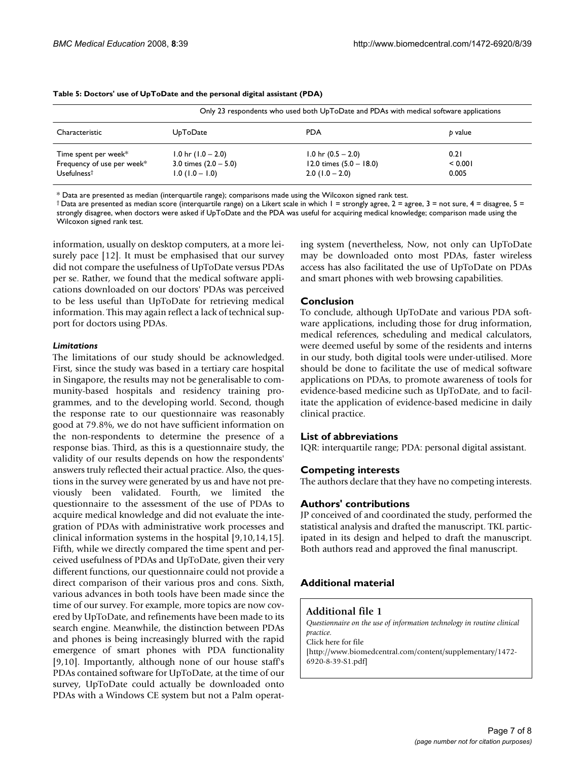**Table 5: Doctors' use of UpToDate and the personal digital assistant (PDA)**

| | Only 23 respondents who used both UpToDate and PDAs with medical software applications | | |
|---|---|---|---|
| Characteristic | UpToDate | PDA | *p* value |
| Time spent per week* | 1.0 hr (1.0 – 2.0) | 1.0 hr (0.5 – 2.0) | 0.21 |
| Frequency of use per week* | 3.0 times (2.0 – 5.0) | 12.0 times (5.0 – 18.0) | < 0.001 |
| Usefulness† | 1.0 (1.0 – 1.0) | 2.0 (1.0 – 2.0) | 0.005 |

* Data are presented as median (interquartile range); comparisons made using the Wilcoxon signed rank test.
† Data are presented as median score (interquartile range) on a Likert scale in which 1 = strongly agree, 2 = agree, 3 = not sure, 4 = disagree, 5 = strongly disagree, when doctors were asked if UpToDate and the PDA was useful for acquiring medical knowledge; comparison made using the Wilcoxon signed rank test.

information, usually on desktop computers, at a more leisurely pace [12]. It must be emphasised that our survey did not compare the usefulness of UpToDate versus PDAs per se. Rather, we found that the medical software applications downloaded on our doctors' PDAs was perceived to be less useful than UpToDate for retrieving medical information. This may again reflect a lack of technical support for doctors using PDAs.

### *Limitations*

The limitations of our study should be acknowledged. First, since the study was based in a tertiary care hospital in Singapore, the results may not be generalisable to community-based hospitals and residency training programmes, and to the developing world. Second, though the response rate to our questionnaire was reasonably good at 79.8%, we do not have sufficient information on the non-respondents to determine the presence of a response bias. Third, as this is a questionnaire study, the validity of our results depends on how the respondents' answers truly reflected their actual practice. Also, the questions in the survey were generated by us and have not previously been validated. Fourth, we limited the questionnaire to the assessment of the use of PDAs to acquire medical knowledge and did not evaluate the integration of PDAs with administrative work processes and clinical information systems in the hospital [9,10,14,15]. Fifth, while we directly compared the time spent and perceived usefulness of PDAs and UpToDate, given their very different functions, our questionnaire could not provide a direct comparison of their various pros and cons. Sixth, various advances in both tools have been made since the time of our survey. For example, more topics are now covered by UpToDate, and refinements have been made to its search engine. Meanwhile, the distinction between PDAs and phones is being increasingly blurred with the rapid emergence of smart phones with PDA functionality [9,10]. Importantly, although none of our house staff's PDAs contained software for UpToDate, at the time of our survey, UpToDate could actually be downloaded onto PDAs with a Windows CE system but not a Palm operating system (nevertheless, Now, not only can UpToDate may be downloaded onto most PDAs, faster wireless access has also facilitated the use of UpToDate on PDAs and smart phones with web browsing capabilities.

## Conclusion

To conclude, although UpToDate and various PDA software applications, including those for drug information, medical references, scheduling and medical calculators, were deemed useful by some of the residents and interns in our study, both digital tools were under-utilised. More should be done to facilitate the use of medical software applications on PDAs, to promote awareness of tools for evidence-based medicine such as UpToDate, and to facilitate the application of evidence-based medicine in daily clinical practice.

## List of abbreviations

IQR: interquartile range; PDA: personal digital assistant.

## Competing interests

The authors declare that they have no competing interests.

## Authors' contributions

JP conceived of and coordinated the study, performed the statistical analysis and drafted the manuscript. TKL participated in its design and helped to draft the manuscript. Both authors read and approved the final manuscript.

## Additional material

**Additional file 1**
*Questionnaire on the use of information technology in routine clinical practice.*
Click here for file
[http://www.biomedcentral.com/content/supplementary/1472-6920-8-39-S1.pdf]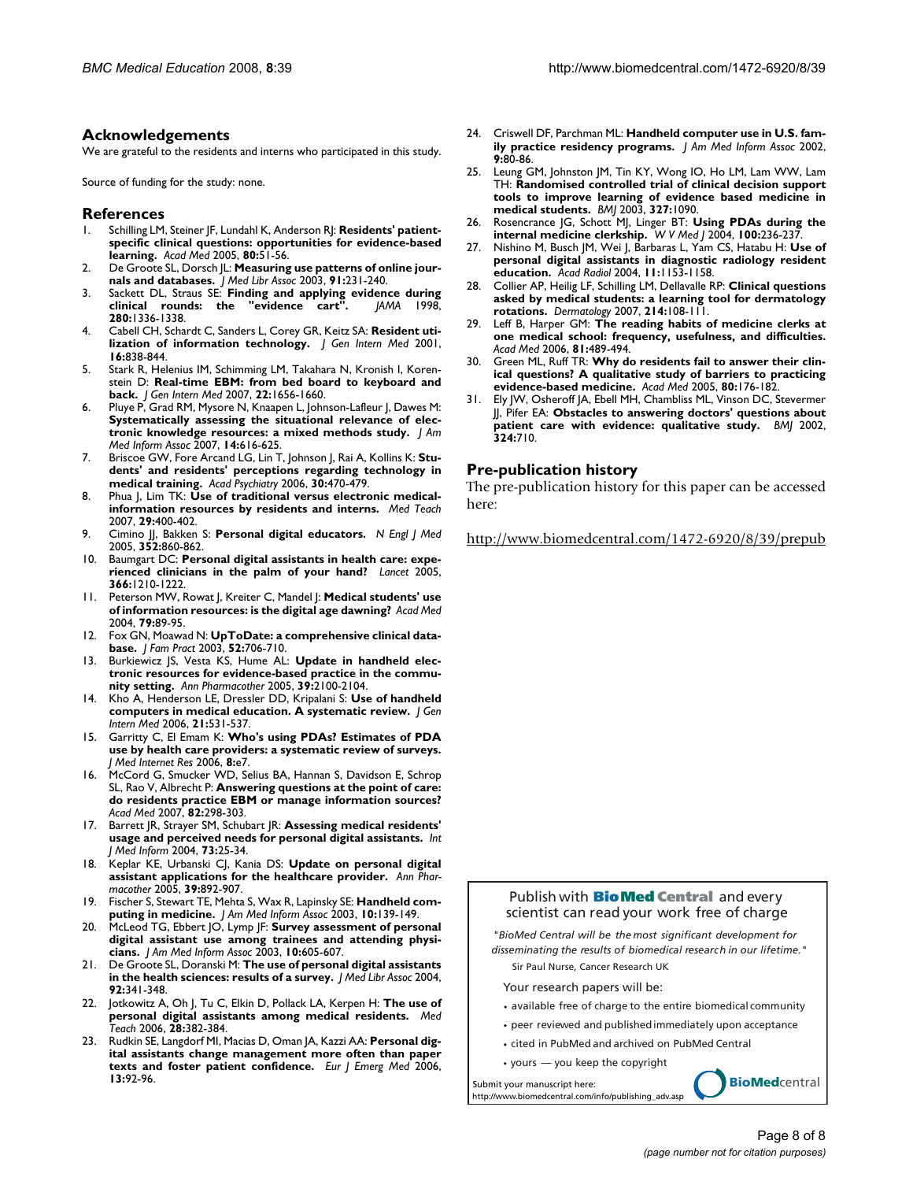## Acknowledgements

We are grateful to the residents and interns who participated in this study.

Source of funding for the study: none.

## References

1. Schilling LM, Steiner JF, Lundahl K, Anderson RJ: **Residents' patient-specific clinical questions: opportunities for evidence-based learning.** *Acad Med* 2005, **80:**51-56.
2. De Groote SL, Dorsch JL: **Measuring use patterns of online journals and databases.** *J Med Libr Assoc* 2003, **91:**231-240.
3. Sackett DL, Straus SE: **Finding and applying evidence during clinical rounds: the "evidence cart".** *JAMA* 1998, **280:**1336-1338.
4. Cabell CH, Schardt C, Sanders L, Corey GR, Keitz SA: **Resident utilization of information technology.** *J Gen Intern Med* 2001, **16:**838-844.
5. Stark R, Helenius IM, Schimming LM, Takahara N, Kronish I, Korenstein D: **Real-time EBM: from bed board to keyboard and back.** *J Gen Intern Med* 2007, **22:**1656-1660.
6. Pluye P, Grad RM, Mysore N, Knaapen L, Johnson-Lafleur J, Dawes M: **Systematically assessing the situational relevance of electronic knowledge resources: a mixed methods study.** *J Am Med Inform Assoc* 2007, **14:**616-625.
7. Briscoe GW, Fore Arcand LG, Lin T, Johnson J, Rai A, Kollins K: **Students' and residents' perceptions regarding technology in medical training.** *Acad Psychiatry* 2006, **30:**470-479.
8. Phua J, Lim TK: **Use of traditional versus electronic medical-information resources by residents and interns.** *Med Teach* 2007, **29:**400-402.
9. Cimino JJ, Bakken S: **Personal digital educators.** *N Engl J Med* 2005, **352:**860-862.
10. Baumgart DC: **Personal digital assistants in health care: experienced clinicians in the palm of your hand?** *Lancet* 2005, **366:**1210-1222.
11. Peterson MW, Rowat J, Kreiter C, Mandel J: **Medical students' use of information resources: is the digital age dawning?** *Acad Med* 2004, **79:**89-95.
12. Fox GN, Moawad N: **UpToDate: a comprehensive clinical database.** *J Fam Pract* 2003, **52:**706-710.
13. Burkiewicz JS, Vesta KS, Hume AL: **Update in handheld electronic resources for evidence-based practice in the community setting.** *Ann Pharmacother* 2005, **39:**2100-2104.
14. Kho A, Henderson LE, Dressler DD, Kripalani S: **Use of handheld computers in medical education. A systematic review.** *J Gen Intern Med* 2006, **21:**531-537.
15. Garritty C, El Emam K: **Who's using PDAs? Estimates of PDA use by health care providers: a systematic review of surveys.** *J Med Internet Res* 2006, **8:**e7.
16. McCord G, Smucker WD, Selius BA, Hannan S, Davidson E, Schrop SL, Rao V, Albrecht P: **Answering questions at the point of care: do residents practice EBM or manage information sources?** *Acad Med* 2007, **82:**298-303.
17. Barrett JR, Strayer SM, Schubart JR: **Assessing medical residents' usage and perceived needs for personal digital assistants.** *Int J Med Inform* 2004, **73:**25-34.
18. Keplar KE, Urbanski CJ, Kania DS: **Update on personal digital assistant applications for the healthcare provider.** *Ann Pharmacother* 2005, **39:**892-907.
19. Fischer S, Stewart TE, Mehta S, Wax R, Lapinsky SE: **Handheld computing in medicine.** *J Am Med Inform Assoc* 2003, **10:**139-149.
20. McLeod TG, Ebbert JO, Lymp JF: **Survey assessment of personal digital assistant use among trainees and attending physicians.** *J Am Med Inform Assoc* 2003, **10:**605-607.
21. De Groote SL, Doranski M: **The use of personal digital assistants in the health sciences: results of a survey.** *J Med Libr Assoc* 2004, **92:**341-348.
22. Jotkowitz A, Oh J, Tu C, Elkin D, Pollack LA, Kerpen H: **The use of personal digital assistants among medical residents.** *Med Teach* 2006, **28:**382-384.
23. Rudkin SE, Langdorf MI, Macias D, Oman JA, Kazzi AA: **Personal digital assistants change management more often than paper texts and foster patient confidence.** *Eur J Emerg Med* 2006, **13:**92-96.
24. Criswell DF, Parchman ML: **Handheld computer use in U.S. family practice residency programs.** *J Am Med Inform Assoc* 2002, **9:**80-86.
25. Leung GM, Johnston JM, Tin KY, Wong IO, Ho LM, Lam WW, Lam TH: **Randomised controlled trial of clinical decision support tools to improve learning of evidence based medicine in medical students.** *BMJ* 2003, **327:**1090.
26. Rosencrance JG, Schott MJ, Linger BT: **Using PDAs during the internal medicine clerkship.** *W V Med J* 2004, **100:**236-237.
27. Nishino M, Busch JM, Wei J, Barbaras L, Yam CS, Hatabu H: **Use of personal digital assistants in diagnostic radiology resident education.** *Acad Radiol* 2004, **11:**1153-1158.
28. Collier AP, Heilig LF, Schilling LM, Dellavalle RP: **Clinical questions asked by medical students: a learning tool for dermatology rotations.** *Dermatology* 2007, **214:**108-111.
29. Leff B, Harper GM: **The reading habits of medicine clerks at one medical school: frequency, usefulness, and difficulties.** *Acad Med* 2006, **81:**489-494.
30. Green ML, Ruff TR: **Why do residents fail to answer their clinical questions? A qualitative study of barriers to practicing evidence-based medicine.** *Acad Med* 2005, **80:**176-182.
31. Ely JW, Osheroff JA, Ebell MH, Chambliss ML, Vinson DC, Stevermer JJ, Pifer EA: **Obstacles to answering doctors' questions about patient care with evidence: qualitative study.** *BMJ* 2002, **324:**710.

## Pre-publication history

The pre-publication history for this paper can be accessed here:

http://www.biomedcentral.com/1472-6920/8/39/prepub

Publish with **BioMed Central** and every scientist can read your work free of charge

*"BioMed Central will be the most significant development for disseminating the results of biomedical research in our lifetime."*
Sir Paul Nurse, Cancer Research UK

Your research papers will be:

- available free of charge to the entire biomedical community
- peer reviewed and published immediately upon acceptance
- cited in PubMed and archived on PubMed Central
- yours — you keep the copyright

Submit your manuscript here:
http://www.biomedcentral.com/info/publishing_adv.asp

BioMedcentral